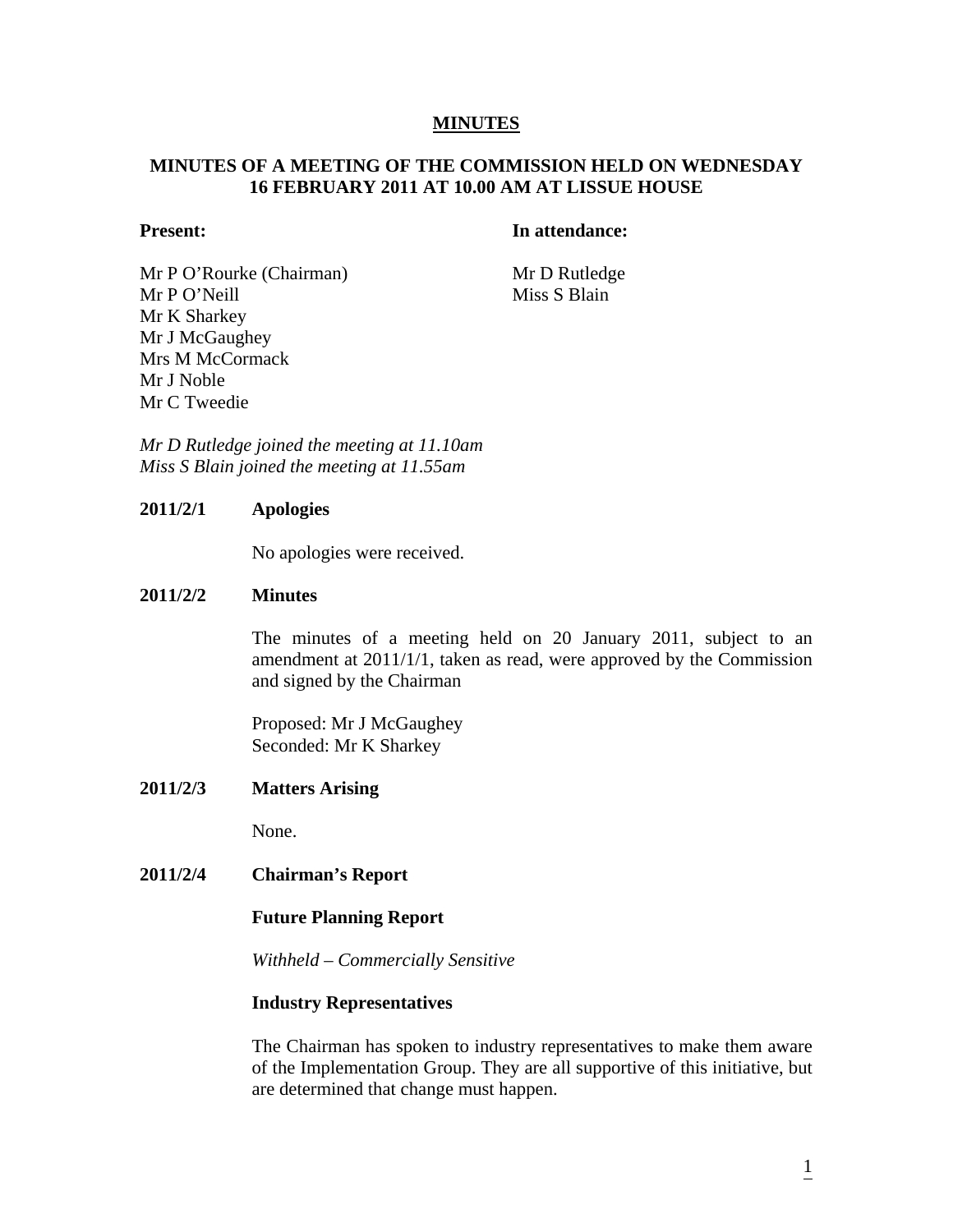# MINUTES

## MINUTES OF A MEETING OF THE COMMISSION HELD ON WEDNESDAY 16 FEBRUARY 2011 AT 10.00 AM AT LISSUE HOUSE

| **Present:** | **In attendance:** |
|---|---|
| Mr P O'Rourke (Chairman) | Mr D Rutledge |
| Mr P O'Neill | Miss S Blain |
| Mr K Sharkey | |
| Mr J McGaughey | |
| Mrs M McCormack | |
| Mr J Noble | |
| Mr C Tweedie | |

*Mr D Rutledge joined the meeting at 11.10am*
*Miss S Blain joined the meeting at 11.55am*

**2011/2/1 Apologies**

No apologies were received.

**2011/2/2 Minutes**

The minutes of a meeting held on 20 January 2011, subject to an amendment at 2011/1/1, taken as read, were approved by the Commission and signed by the Chairman

Proposed: Mr J McGaughey
Seconded: Mr K Sharkey

**2011/2/3 Matters Arising**

None.

**2011/2/4 Chairman's Report**

**Future Planning Report**

*Withheld – Commercially Sensitive*

**Industry Representatives**

The Chairman has spoken to industry representatives to make them aware of the Implementation Group. They are all supportive of this initiative, but are determined that change must happen.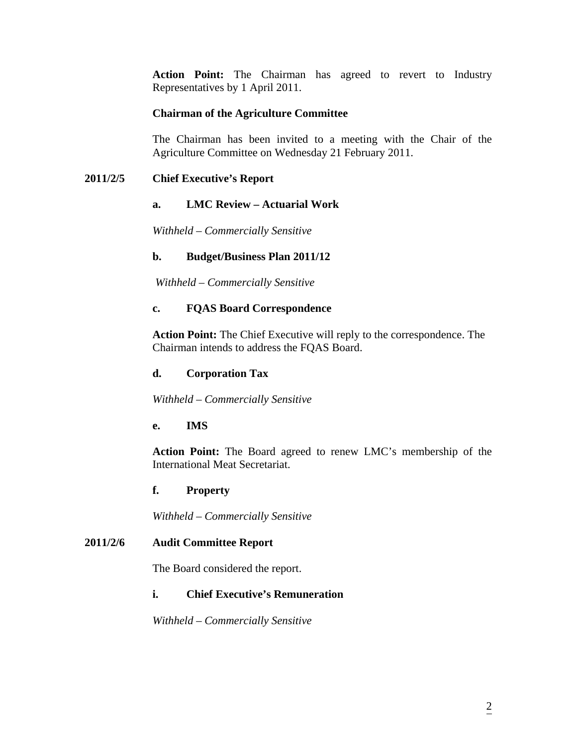**Action Point:** The Chairman has agreed to revert to Industry Representatives by 1 April 2011.

**Chairman of the Agriculture Committee**

The Chairman has been invited to a meeting with the Chair of the Agriculture Committee on Wednesday 21 February 2011.

## 2011/2/5 Chief Executive's Report

### a. LMC Review – Actuarial Work

*Withheld – Commercially Sensitive*

### b. Budget/Business Plan 2011/12

*Withheld – Commercially Sensitive*

### c. FQAS Board Correspondence

**Action Point:** The Chief Executive will reply to the correspondence. The Chairman intends to address the FQAS Board.

### d. Corporation Tax

*Withheld – Commercially Sensitive*

### e. IMS

**Action Point:** The Board agreed to renew LMC's membership of the International Meat Secretariat.

### f. Property

*Withheld – Commercially Sensitive*

## 2011/2/6 Audit Committee Report

The Board considered the report.

### i. Chief Executive's Remuneration

*Withheld – Commercially Sensitive*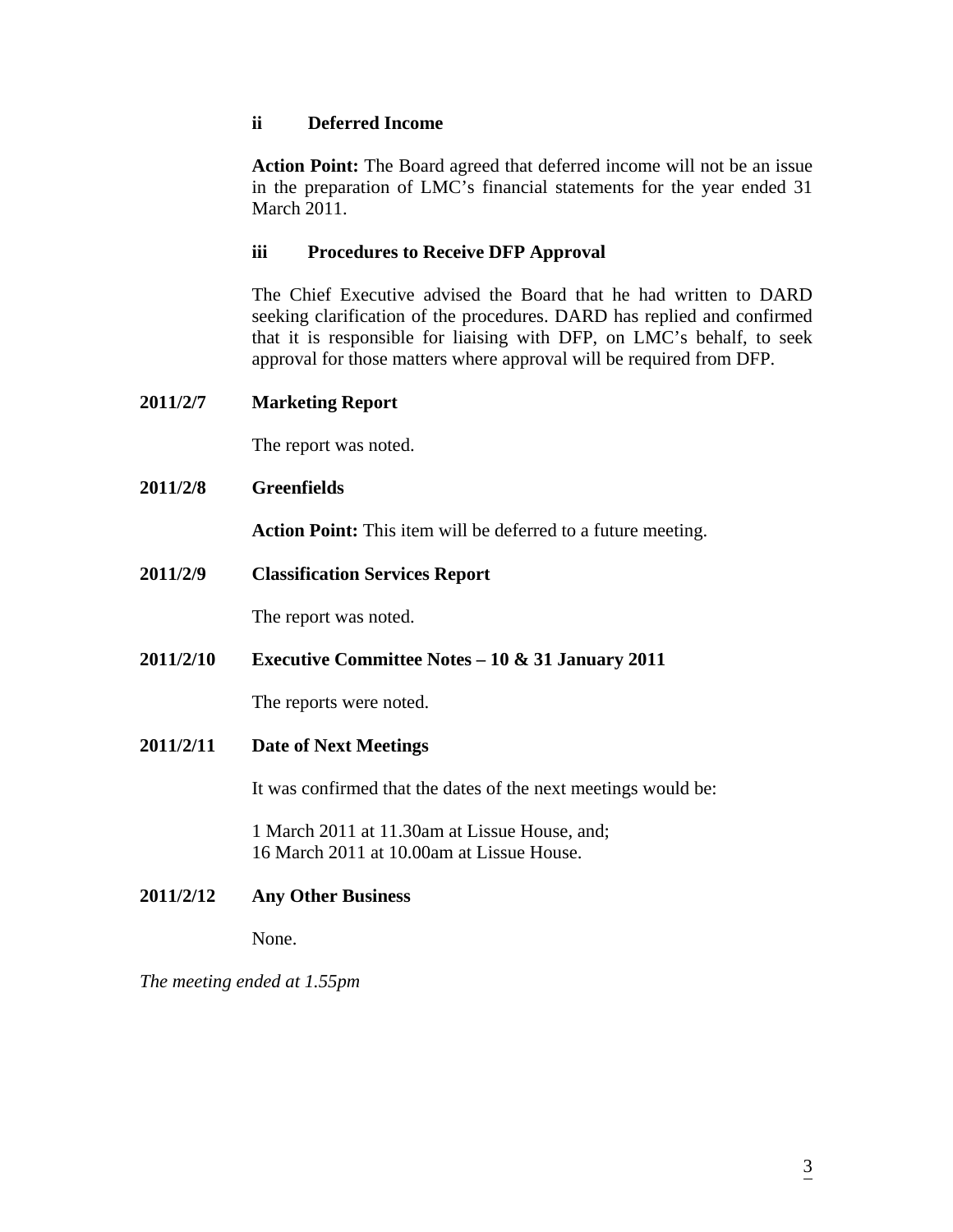**ii Deferred Income**

**Action Point:** The Board agreed that deferred income will not be an issue in the preparation of LMC's financial statements for the year ended 31 March 2011.

**iii Procedures to Receive DFP Approval**

The Chief Executive advised the Board that he had written to DARD seeking clarification of the procedures. DARD has replied and confirmed that it is responsible for liaising with DFP, on LMC's behalf, to seek approval for those matters where approval will be required from DFP.

**2011/2/7 Marketing Report**

The report was noted.

**2011/2/8 Greenfields**

**Action Point:** This item will be deferred to a future meeting.

**2011/2/9 Classification Services Report**

The report was noted.

**2011/2/10 Executive Committee Notes – 10 & 31 January 2011**

The reports were noted.

**2011/2/11 Date of Next Meetings**

It was confirmed that the dates of the next meetings would be:

1 March 2011 at 11.30am at Lissue House, and;
16 March 2011 at 10.00am at Lissue House.

**2011/2/12 Any Other Business**

None.

*The meeting ended at 1.55pm*